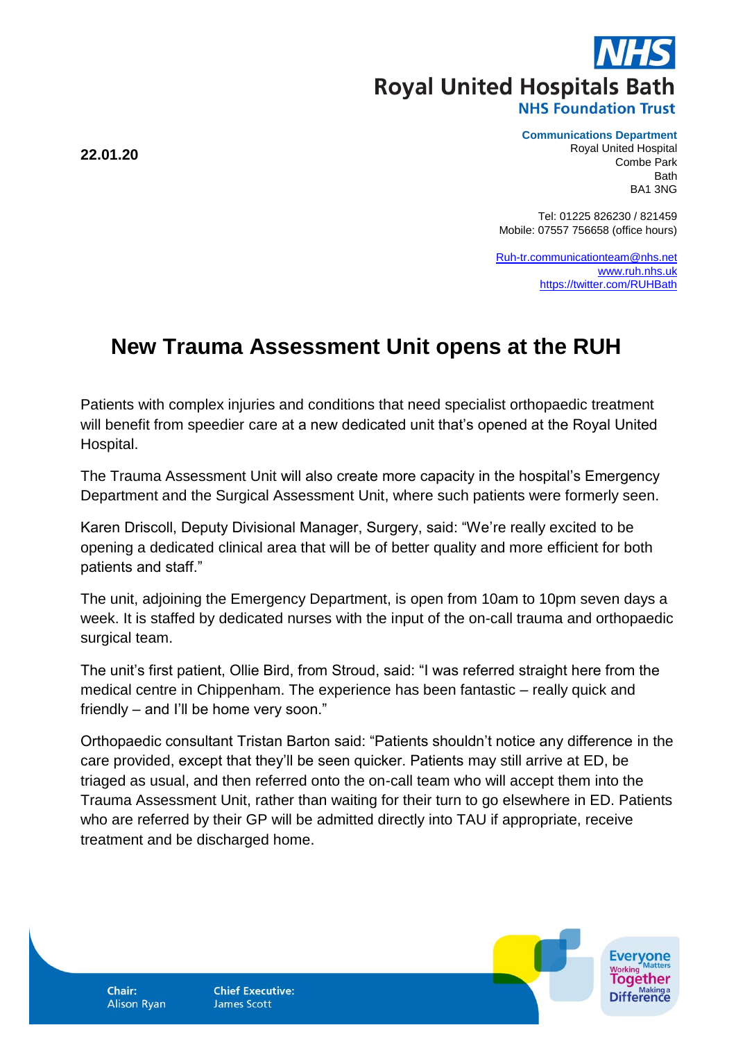**Royal United Hospitals Bath**
**NHS Foundation Trust**

**22.01.20**

**Communications Department**
Royal United Hospital
Combe Park
Bath
BA1 3NG

Tel: 01225 826230 / 821459
Mobile: 07557 756658 (office hours)

Ruh-tr.communicationteam@nhs.net
www.ruh.nhs.uk
https://twitter.com/RUHBath

# New Trauma Assessment Unit opens at the RUH

Patients with complex injuries and conditions that need specialist orthopaedic treatment will benefit from speedier care at a new dedicated unit that's opened at the Royal United Hospital.

The Trauma Assessment Unit will also create more capacity in the hospital's Emergency Department and the Surgical Assessment Unit, where such patients were formerly seen.

Karen Driscoll, Deputy Divisional Manager, Surgery, said: "We're really excited to be opening a dedicated clinical area that will be of better quality and more efficient for both patients and staff."

The unit, adjoining the Emergency Department, is open from 10am to 10pm seven days a week. It is staffed by dedicated nurses with the input of the on-call trauma and orthopaedic surgical team.

The unit's first patient, Ollie Bird, from Stroud, said: "I was referred straight here from the medical centre in Chippenham. The experience has been fantastic – really quick and friendly – and I'll be home very soon."

Orthopaedic consultant Tristan Barton said: "Patients shouldn't notice any difference in the care provided, except that they'll be seen quicker. Patients may still arrive at ED, be triaged as usual, and then referred onto the on-call team who will accept them into the Trauma Assessment Unit, rather than waiting for their turn to go elsewhere in ED. Patients who are referred by their GP will be admitted directly into TAU if appropriate, receive treatment and be discharged home.

**Chair:** Alison Ryan
**Chief Executive:** James Scott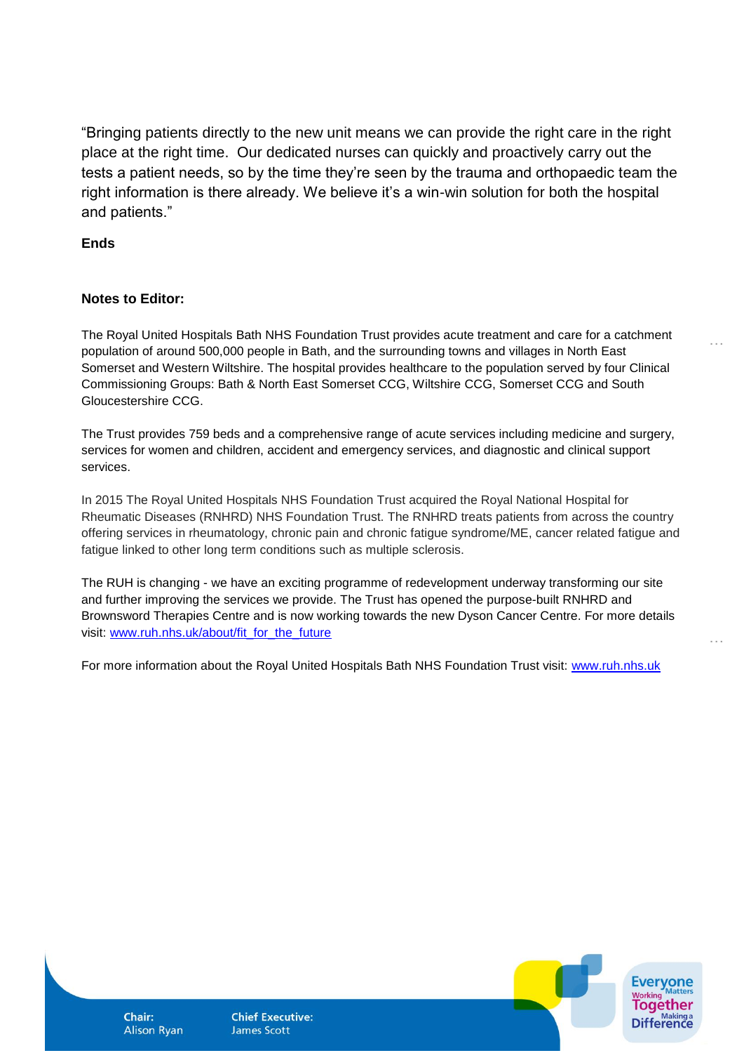"Bringing patients directly to the new unit means we can provide the right care in the right place at the right time.  Our dedicated nurses can quickly and proactively carry out the tests a patient needs, so by the time they're seen by the trauma and orthopaedic team the right information is there already. We believe it's a win-win solution for both the hospital and patients."

**Ends**

**Notes to Editor:**

The Royal United Hospitals Bath NHS Foundation Trust provides acute treatment and care for a catchment population of around 500,000 people in Bath, and the surrounding towns and villages in North East Somerset and Western Wiltshire. The hospital provides healthcare to the population served by four Clinical Commissioning Groups: Bath & North East Somerset CCG, Wiltshire CCG, Somerset CCG and South Gloucestershire CCG.

The Trust provides 759 beds and a comprehensive range of acute services including medicine and surgery, services for women and children, accident and emergency services, and diagnostic and clinical support services.

In 2015 The Royal United Hospitals NHS Foundation Trust acquired the Royal National Hospital for Rheumatic Diseases (RNHRD) NHS Foundation Trust. The RNHRD treats patients from across the country offering services in rheumatology, chronic pain and chronic fatigue syndrome/ME, cancer related fatigue and fatigue linked to other long term conditions such as multiple sclerosis.

The RUH is changing - we have an exciting programme of redevelopment underway transforming our site and further improving the services we provide. The Trust has opened the purpose-built RNHRD and Brownsword Therapies Centre and is now working towards the new Dyson Cancer Centre. For more details visit: [www.ruh.nhs.uk/about/fit_for_the_future](www.ruh.nhs.uk/about/fit_for_the_future)

For more information about the Royal United Hospitals Bath NHS Foundation Trust visit: [www.ruh.nhs.uk](www.ruh.nhs.uk)

**Chair:** Alison Ryan

**Chief Executive:** James Scott

Everyone Matters
Working Together
Making a Difference